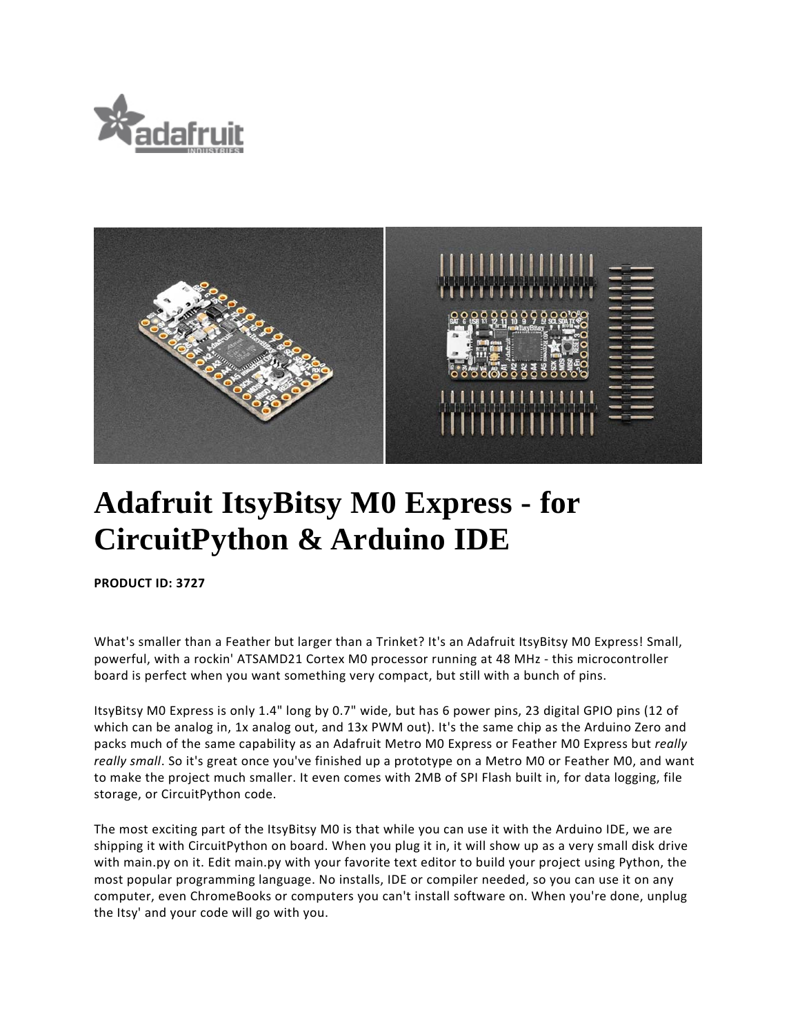# Adafruit ItsyBitsy M0 Express - for CircuitPython & Arduino IDE

**PRODUCT ID: 3727**

What's smaller than a Feather but larger than a Trinket? It's an Adafruit ItsyBitsy M0 Express! Small, powerful, with a rockin' ATSAMD21 Cortex M0 processor running at 48 MHz - this microcontroller board is perfect when you want something very compact, but still with a bunch of pins.

ItsyBitsy M0 Express is only 1.4" long by 0.7" wide, but has 6 power pins, 23 digital GPIO pins (12 of which can be analog in, 1x analog out, and 13x PWM out). It's the same chip as the Arduino Zero and packs much of the same capability as an Adafruit Metro M0 Express or Feather M0 Express but *really really small*. So it's great once you've finished up a prototype on a Metro M0 or Feather M0, and want to make the project much smaller. It even comes with 2MB of SPI Flash built in, for data logging, file storage, or CircuitPython code.

The most exciting part of the ItsyBitsy M0 is that while you can use it with the Arduino IDE, we are shipping it with CircuitPython on board. When you plug it in, it will show up as a very small disk drive with main.py on it. Edit main.py with your favorite text editor to build your project using Python, the most popular programming language. No installs, IDE or compiler needed, so you can use it on any computer, even ChromeBooks or computers you can't install software on. When you're done, unplug the Itsy' and your code will go with you.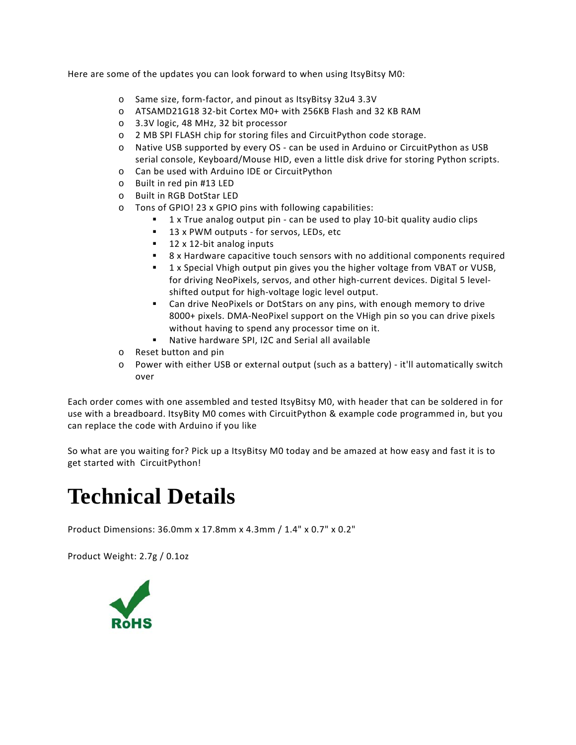Here are some of the updates you can look forward to when using ItsyBitsy M0:

- Same size, form-factor, and pinout as ItsyBitsy 32u4 3.3V
- ATSAMD21G18 32-bit Cortex M0+ with 256KB Flash and 32 KB RAM
- 3.3V logic, 48 MHz, 32 bit processor
- 2 MB SPI FLASH chip for storing files and CircuitPython code storage.
- Native USB supported by every OS - can be used in Arduino or CircuitPython as USB serial console, Keyboard/Mouse HID, even a little disk drive for storing Python scripts.
- Can be used with Arduino IDE or CircuitPython
- Built in red pin #13 LED
- Built in RGB DotStar LED
- Tons of GPIO! 23 x GPIO pins with following capabilities:
  - 1 x True analog output pin - can be used to play 10-bit quality audio clips
  - 13 x PWM outputs - for servos, LEDs, etc
  - 12 x 12-bit analog inputs
  - 8 x Hardware capacitive touch sensors with no additional components required
  - 1 x Special Vhigh output pin gives you the higher voltage from VBAT or VUSB, for driving NeoPixels, servos, and other high-current devices. Digital 5 level-shifted output for high-voltage logic level output.
  - Can drive NeoPixels or DotStars on any pins, with enough memory to drive 8000+ pixels. DMA-NeoPixel support on the VHigh pin so you can drive pixels without having to spend any processor time on it.
  - Native hardware SPI, I2C and Serial all available
- Reset button and pin
- Power with either USB or external output (such as a battery) - it'll automatically switch over

Each order comes with one assembled and tested ItsyBitsy M0, with header that can be soldered in for use with a breadboard. ItsyBity M0 comes with CircuitPython & example code programmed in, but you can replace the code with Arduino if you like

So what are you waiting for? Pick up a ItsyBitsy M0 today and be amazed at how easy and fast it is to get started with CircuitPython!

# Technical Details

Product Dimensions: 36.0mm x 17.8mm x 4.3mm / 1.4" x 0.7" x 0.2"

Product Weight: 2.7g / 0.1oz

RoHS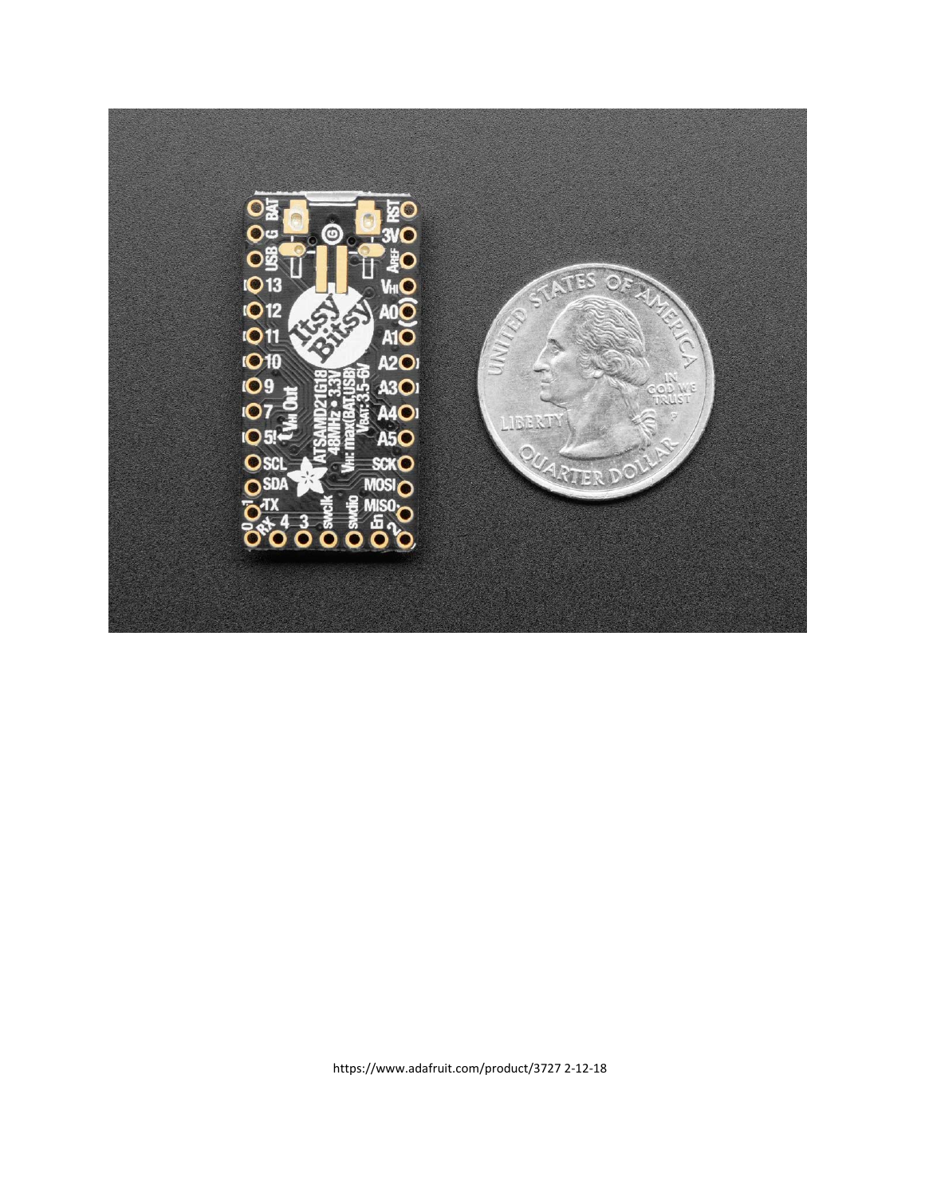https://www.adafruit.com/product/3727 2-12-18